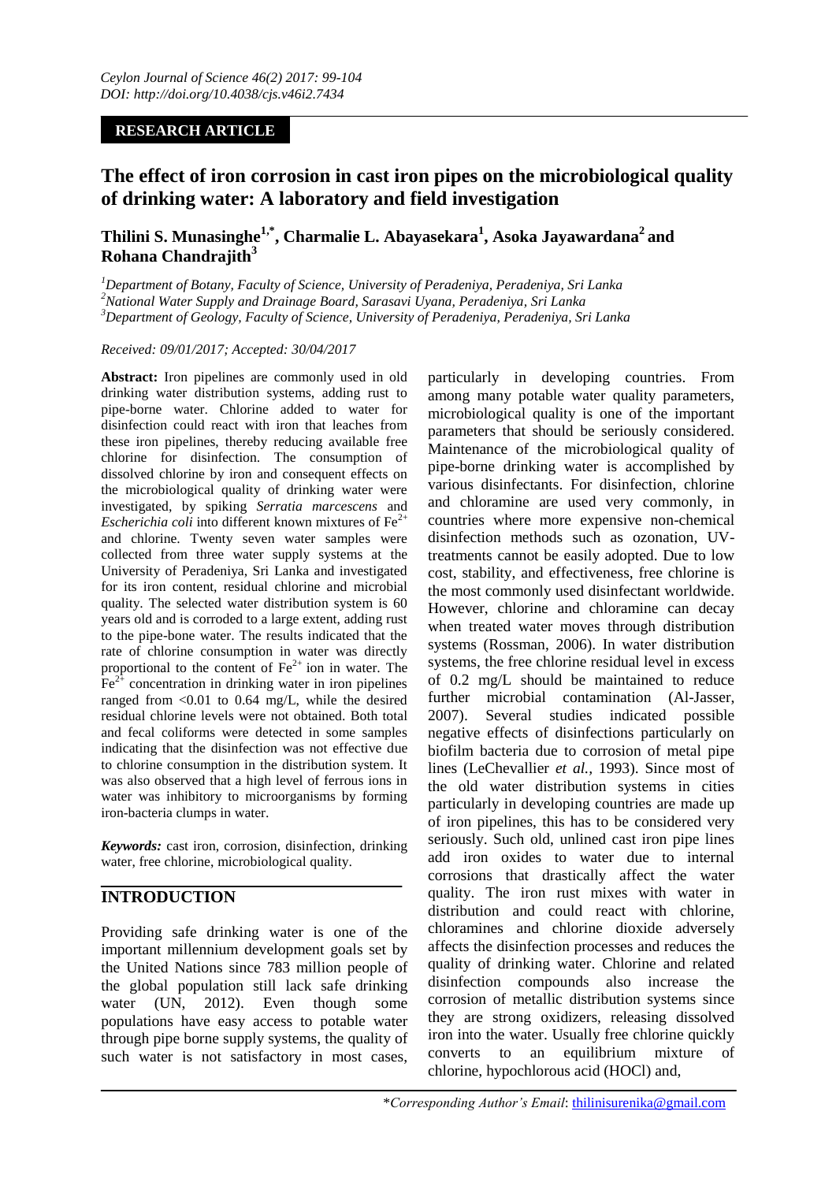**RESEARCH ARTICLE**

# The effect of iron corrosion in cast iron pipes on the microbiological quality of drinking water: A laboratory and field investigation

**Thilini S. Munasinghe[1,*], Charmalie L. Abayasekara[1], Asoka Jayawardana[2] and Rohana Chandrajith[3]**

[1]*Department of Botany, Faculty of Science, University of Peradeniya, Peradeniya, Sri Lanka*
[2]*National Water Supply and Drainage Board, Sarasavi Uyana, Peradeniya, Sri Lanka*
[3]*Department of Geology, Faculty of Science, University of Peradeniya, Peradeniya, Sri Lanka*

*Received: 09/01/2017; Accepted: 30/04/2017*

**Abstract:** Iron pipelines are commonly used in old drinking water distribution systems, adding rust to pipe-borne water. Chlorine added to water for disinfection could react with iron that leaches from these iron pipelines, thereby reducing available free chlorine for disinfection. The consumption of dissolved chlorine by iron and consequent effects on the microbiological quality of drinking water were investigated, by spiking *Serratia marcescens* and *Escherichia coli* into different known mixtures of $Fe^{2+}$ and chlorine. Twenty seven water samples were collected from three water supply systems at the University of Peradeniya, Sri Lanka and investigated for its iron content, residual chlorine and microbial quality. The selected water distribution system is 60 years old and is corroded to a large extent, adding rust to the pipe-bone water. The results indicated that the rate of chlorine consumption in water was directly proportional to the content of $Fe^{2+}$ ion in water. The $Fe^{2+}$ concentration in drinking water in iron pipelines ranged from <0.01 to 0.64 mg/L, while the desired residual chlorine levels were not obtained. Both total and fecal coliforms were detected in some samples indicating that the disinfection was not effective due to chlorine consumption in the distribution system. It was also observed that a high level of ferrous ions in water was inhibitory to microorganisms by forming iron-bacteria clumps in water.

***Keywords:*** cast iron, corrosion, disinfection, drinking water, free chlorine, microbiological quality.

## INTRODUCTION

Providing safe drinking water is one of the important millennium development goals set by the United Nations since 783 million people of the global population still lack safe drinking water (UN, 2012). Even though some populations have easy access to potable water through pipe borne supply systems, the quality of such water is not satisfactory in most cases, particularly in developing countries. From among many potable water quality parameters, microbiological quality is one of the important parameters that should be seriously considered. Maintenance of the microbiological quality of pipe-borne drinking water is accomplished by various disinfectants. For disinfection, chlorine and chloramine are used very commonly, in countries where more expensive non-chemical disinfection methods such as ozonation, UV-treatments cannot be easily adopted. Due to low cost, stability, and effectiveness, free chlorine is the most commonly used disinfectant worldwide. However, chlorine and chloramine can decay when treated water moves through distribution systems (Rossman, 2006). In water distribution systems, the free chlorine residual level in excess of 0.2 mg/L should be maintained to reduce further microbial contamination (Al-Jasser, 2007). Several studies indicated possible negative effects of disinfections particularly on biofilm bacteria due to corrosion of metal pipe lines (LeChevallier *et al.*, 1993). Since most of the old water distribution systems in cities particularly in developing countries are made up of iron pipelines, this has to be considered very seriously. Such old, unlined cast iron pipe lines add iron oxides to water due to internal corrosions that drastically affect the water quality. The iron rust mixes with water in distribution and could react with chlorine, chloramines and chlorine dioxide adversely affects the disinfection processes and reduces the quality of drinking water. Chlorine and related disinfection compounds also increase the corrosion of metallic distribution systems since they are strong oxidizers, releasing dissolved iron into the water. Usually free chlorine quickly converts to an equilibrium mixture of chlorine, hypochlorous acid (HOCl) and,

*\*Corresponding Author's Email*: thilinisurenika@gmail.com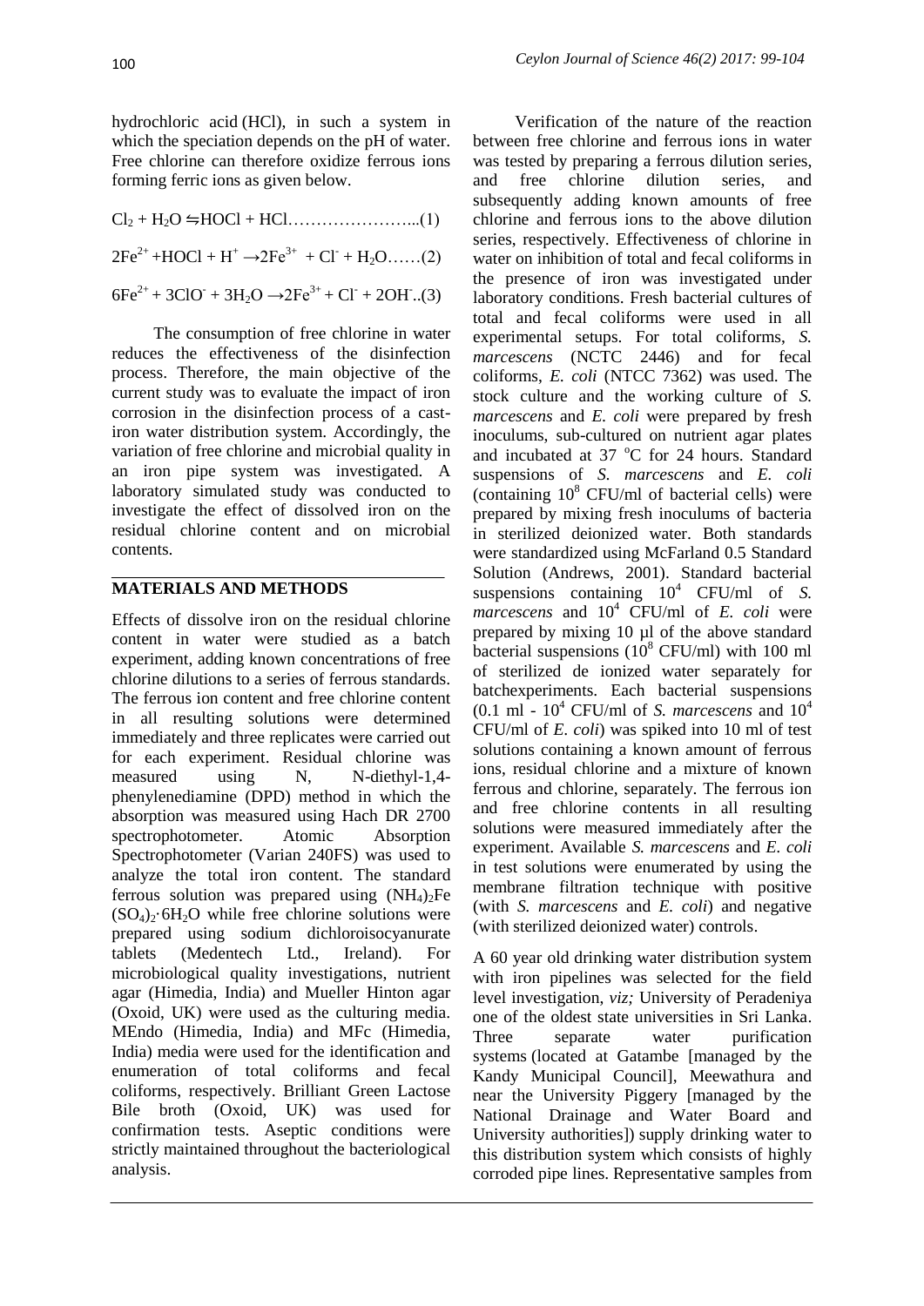hydrochloric acid (HCl), in such a system in which the speciation depends on the pH of water. Free chlorine can therefore oxidize ferrous ions forming ferric ions as given below.

$$Cl_2 + H_2O \leftrightharpoons HOCl + HCl \ldots\ldots\ldots\ldots\ldots\ldots\ldots\ldots(1)$$

$$2Fe^{2+} + HOCl + H^+ \rightarrow 2Fe^{3+} + Cl^- + H_2O \ldots\ldots(2)$$

$$6Fe^{2+} + 3ClO^- + 3H_2O \rightarrow 2Fe^{3+} + Cl^- + 2OH^- ..(3)$$

The consumption of free chlorine in water reduces the effectiveness of the disinfection process. Therefore, the main objective of the current study was to evaluate the impact of iron corrosion in the disinfection process of a cast-iron water distribution system. Accordingly, the variation of free chlorine and microbial quality in an iron pipe system was investigated. A laboratory simulated study was conducted to investigate the effect of dissolved iron on the residual chlorine content and on microbial contents.

## MATERIALS AND METHODS

Effects of dissolve iron on the residual chlorine content in water were studied as a batch experiment, adding known concentrations of free chlorine dilutions to a series of ferrous standards. The ferrous ion content and free chlorine content in all resulting solutions were determined immediately and three replicates were carried out for each experiment. Residual chlorine was measured using N, N-diethyl-1,4-phenylenediamine (DPD) method in which the absorption was measured using Hach DR 2700 spectrophotometer. Atomic Absorption Spectrophotometer (Varian 240FS) was used to analyze the total iron content. The standard ferrous solution was prepared using $(NH_4)_2Fe(SO_4)_2 \cdot 6H_2O$ while free chlorine solutions were prepared using sodium dichloroisocyanurate tablets (Medentech Ltd., Ireland). For microbiological quality investigations, nutrient agar (Himedia, India) and Mueller Hinton agar (Oxoid, UK) were used as the culturing media. MEndo (Himedia, India) and MFc (Himedia, India) media were used for the identification and enumeration of total coliforms and fecal coliforms, respectively. Brilliant Green Lactose Bile broth (Oxoid, UK) was used for confirmation tests. Aseptic conditions were strictly maintained throughout the bacteriological analysis.

Verification of the nature of the reaction between free chlorine and ferrous ions in water was tested by preparing a ferrous dilution series, and free chlorine dilution series, and subsequently adding known amounts of free chlorine and ferrous ions to the above dilution series, respectively. Effectiveness of chlorine in water on inhibition of total and fecal coliforms in the presence of iron was investigated under laboratory conditions. Fresh bacterial cultures of total and fecal coliforms were used in all experimental setups. For total coliforms, *S. marcescens* (NCTC 2446) and for fecal coliforms, *E. coli* (NTCC 7362) was used. The stock culture and the working culture of *S. marcescens* and *E. coli* were prepared by fresh inoculums, sub-cultured on nutrient agar plates and incubated at 37 °C for 24 hours. Standard suspensions of *S. marcescens* and *E. coli* (containing $10^8$ CFU/ml of bacterial cells) were prepared by mixing fresh inoculums of bacteria in sterilized deionized water. Both standards were standardized using McFarland 0.5 Standard Solution (Andrews, 2001). Standard bacterial suspensions containing $10^4$ CFU/ml of *S. marcescens* and $10^4$ CFU/ml of *E. coli* were prepared by mixing 10 µl of the above standard bacterial suspensions ($10^8$ CFU/ml) with 100 ml of sterilized de ionized water separately for batchexperiments. Each bacterial suspensions (0.1 ml - $10^4$ CFU/ml of *S. marcescens* and $10^4$ CFU/ml of *E. coli*) was spiked into 10 ml of test solutions containing a known amount of ferrous ions, residual chlorine and a mixture of known ferrous and chlorine, separately. The ferrous ion and free chlorine contents in all resulting solutions were measured immediately after the experiment. Available *S. marcescens* and *E. coli* in test solutions were enumerated by using the membrane filtration technique with positive (with *S. marcescens* and *E. coli*) and negative (with sterilized deionized water) controls.

A 60 year old drinking water distribution system with iron pipelines was selected for the field level investigation, *viz;* University of Peradeniya one of the oldest state universities in Sri Lanka. Three separate water purification systems (located at Gatambe [managed by the Kandy Municipal Council], Meewathura and near the University Piggery [managed by the National Drainage and Water Board and University authorities]) supply drinking water to this distribution system which consists of highly corroded pipe lines. Representative samples from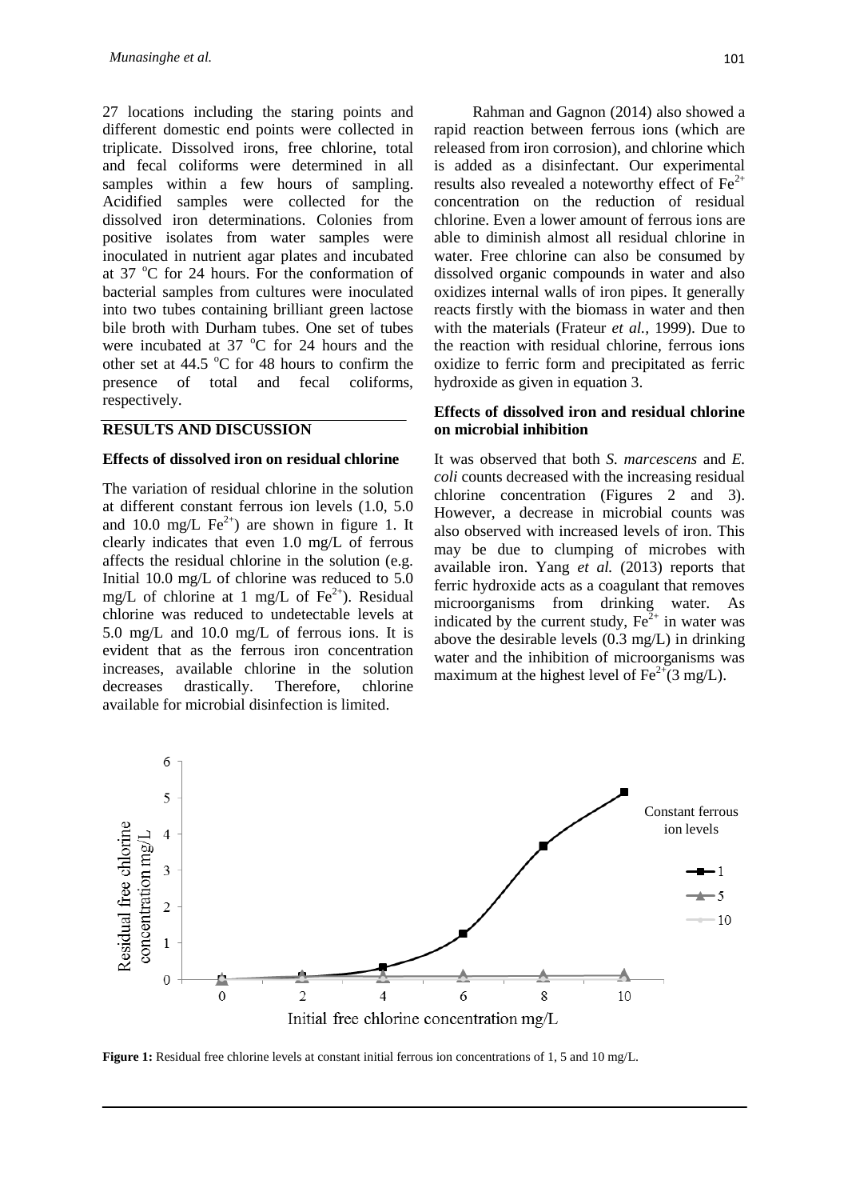27 locations including the staring points and different domestic end points were collected in triplicate. Dissolved irons, free chlorine, total and fecal coliforms were determined in all samples within a few hours of sampling. Acidified samples were collected for the dissolved iron determinations. Colonies from positive isolates from water samples were inoculated in nutrient agar plates and incubated at 37 °C for 24 hours. For the conformation of bacterial samples from cultures were inoculated into two tubes containing brilliant green lactose bile broth with Durham tubes. One set of tubes were incubated at 37 °C for 24 hours and the other set at 44.5 °C for 48 hours to confirm the presence of total and fecal coliforms, respectively.

## RESULTS AND DISCUSSION

### Effects of dissolved iron on residual chlorine

The variation of residual chlorine in the solution at different constant ferrous ion levels (1.0, 5.0 and 10.0 mg/L $Fe^{2+}$) are shown in figure 1. It clearly indicates that even 1.0 mg/L of ferrous affects the residual chlorine in the solution (e.g. Initial 10.0 mg/L of chlorine was reduced to 5.0 mg/L of chlorine at 1 mg/L of $Fe^{2+}$). Residual chlorine was reduced to undetectable levels at 5.0 mg/L and 10.0 mg/L of ferrous ions. It is evident that as the ferrous iron concentration increases, available chlorine in the solution decreases drastically. Therefore, chlorine available for microbial disinfection is limited.

Rahman and Gagnon (2014) also showed a rapid reaction between ferrous ions (which are released from iron corrosion), and chlorine which is added as a disinfectant. Our experimental results also revealed a noteworthy effect of $Fe^{2+}$ concentration on the reduction of residual chlorine. Even a lower amount of ferrous ions are able to diminish almost all residual chlorine in water. Free chlorine can also be consumed by dissolved organic compounds in water and also oxidizes internal walls of iron pipes. It generally reacts firstly with the biomass in water and then with the materials (Frateur *et al.,* 1999). Due to the reaction with residual chlorine, ferrous ions oxidize to ferric form and precipitated as ferric hydroxide as given in equation 3.

### Effects of dissolved iron and residual chlorine on microbial inhibition

It was observed that both *S. marcescens* and *E. coli* counts decreased with the increasing residual chlorine concentration (Figures 2 and 3). However, a decrease in microbial counts was also observed with increased levels of iron. This may be due to clumping of microbes with available iron. Yang *et al.* (2013) reports that ferric hydroxide acts as a coagulant that removes microorganisms from drinking water. As indicated by the current study, $Fe^{2+}$ in water was above the desirable levels (0.3 mg/L) in drinking water and the inhibition of microorganisms was maximum at the highest level of $Fe^{2+}$(3 mg/L).

**Figure 1:** Residual free chlorine levels at constant initial ferrous ion concentrations of 1, 5 and 10 mg/L.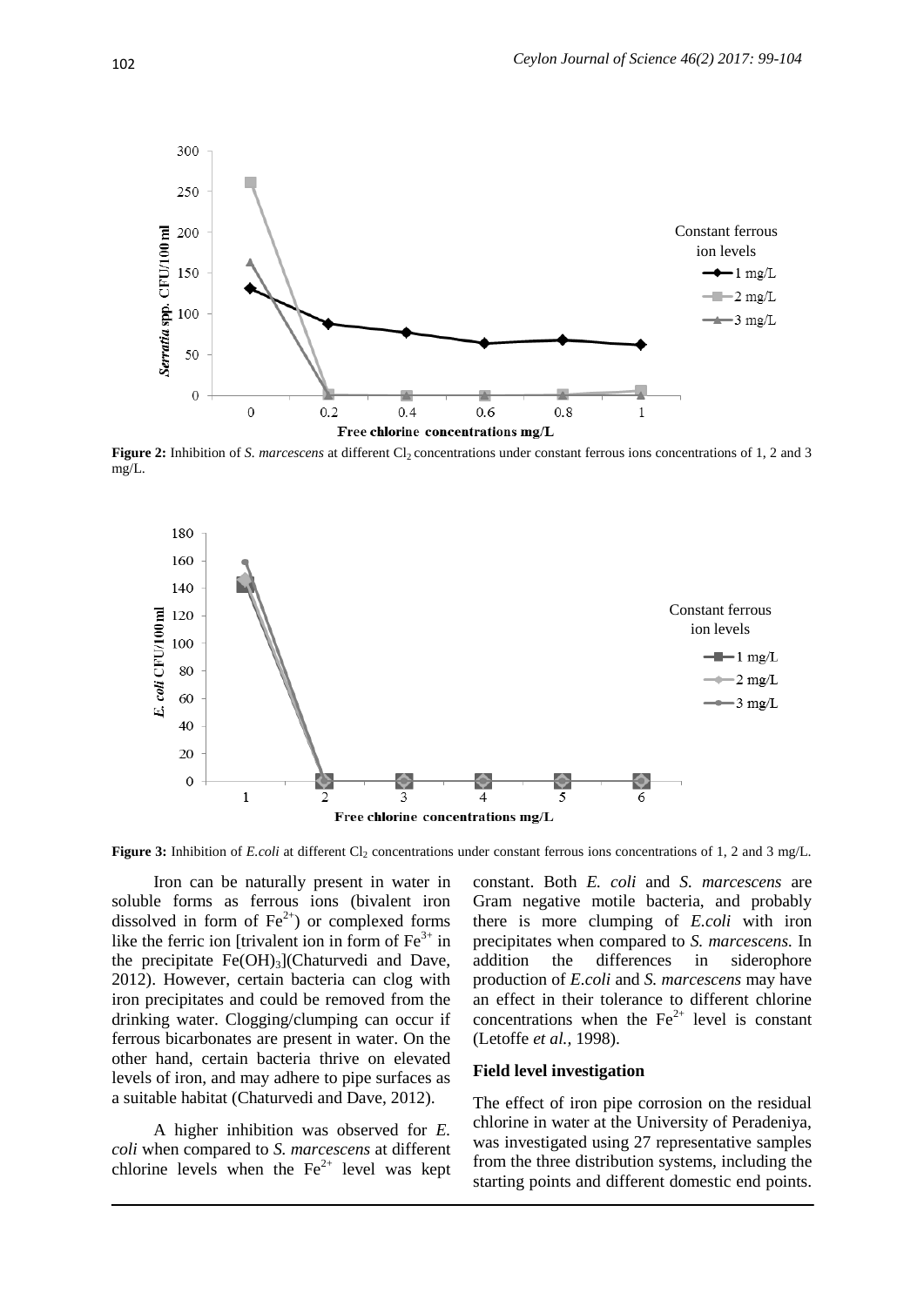**Figure 2:** Inhibition of *S. marcescens* at different $Cl_2$ concentrations under constant ferrous ions concentrations of 1, 2 and 3 mg/L.

**Figure 3:** Inhibition of *E.coli* at different $Cl_2$ concentrations under constant ferrous ions concentrations of 1, 2 and 3 mg/L.

Iron can be naturally present in water in soluble forms as ferrous ions (bivalent iron dissolved in form of $Fe^{2+}$) or complexed forms like the ferric ion [trivalent ion in form of $Fe^{3+}$ in the precipitate $Fe(OH)_3$](Chaturvedi and Dave, 2012). However, certain bacteria can clog with iron precipitates and could be removed from the drinking water. Clogging/clumping can occur if ferrous bicarbonates are present in water. On the other hand, certain bacteria thrive on elevated levels of iron, and may adhere to pipe surfaces as a suitable habitat (Chaturvedi and Dave, 2012).

A higher inhibition was observed for *E. coli* when compared to *S. marcescens* at different chlorine levels when the $Fe^{2+}$ level was kept constant. Both *E. coli* and *S. marcescens* are Gram negative motile bacteria, and probably there is more clumping of *E.coli* with iron precipitates when compared to *S. marcescens.* In addition the differences in siderophore production of *E.coli* and *S. marcescens* may have an effect in their tolerance to different chlorine concentrations when the $Fe^{2+}$ level is constant (Letoffe *et al.,* 1998).

### Field level investigation

The effect of iron pipe corrosion on the residual chlorine in water at the University of Peradeniya, was investigated using 27 representative samples from the three distribution systems, including the starting points and different domestic end points.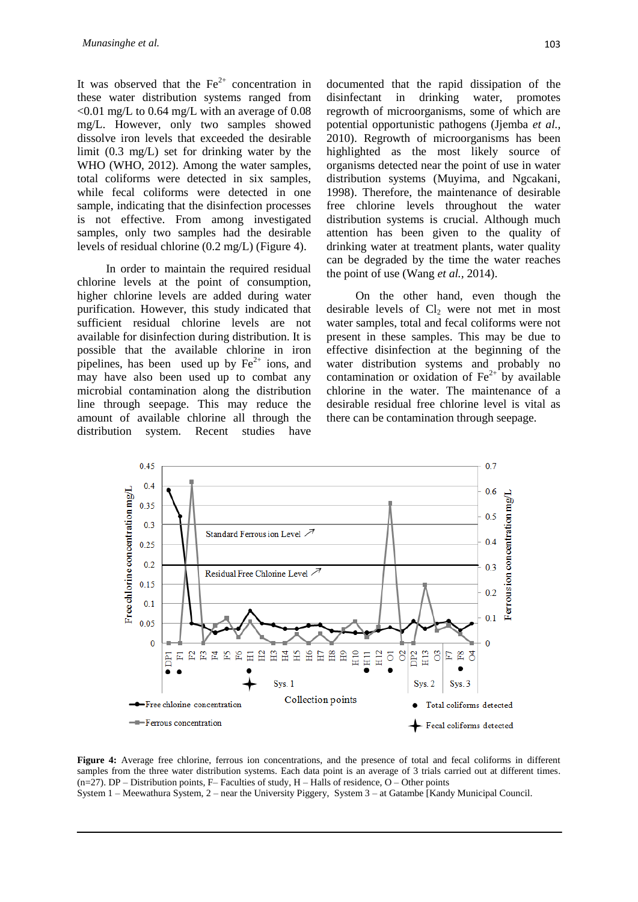It was observed that the $Fe^{2+}$ concentration in these water distribution systems ranged from <0.01 mg/L to 0.64 mg/L with an average of 0.08 mg/L. However, only two samples showed dissolve iron levels that exceeded the desirable limit (0.3 mg/L) set for drinking water by the WHO (WHO, 2012). Among the water samples, total coliforms were detected in six samples, while fecal coliforms were detected in one sample, indicating that the disinfection processes is not effective. From among investigated samples, only two samples had the desirable levels of residual chlorine (0.2 mg/L) (Figure 4).

In order to maintain the required residual chlorine levels at the point of consumption, higher chlorine levels are added during water purification. However, this study indicated that sufficient residual chlorine levels are not available for disinfection during distribution. It is possible that the available chlorine in iron pipelines, has been used up by $Fe^{2+}$ ions, and may have also been used up to combat any microbial contamination along the distribution line through seepage. This may reduce the amount of available chlorine all through the distribution system. Recent studies have documented that the rapid dissipation of the disinfectant in drinking water, promotes regrowth of microorganisms, some of which are potential opportunistic pathogens (Jjemba *et al.*, 2010). Regrowth of microorganisms has been highlighted as the most likely source of organisms detected near the point of use in water distribution systems (Muyima, and Ngcakani, 1998). Therefore, the maintenance of desirable free chlorine levels throughout the water distribution systems is crucial. Although much attention has been given to the quality of drinking water at treatment plants, water quality can be degraded by the time the water reaches the point of use (Wang *et al.*, 2014).

On the other hand, even though the desirable levels of $Cl_2$ were not met in most water samples, total and fecal coliforms were not present in these samples. This may be due to effective disinfection at the beginning of the water distribution systems and probably no contamination or oxidation of $Fe^{2+}$ by available chlorine in the water. The maintenance of a desirable residual free chlorine level is vital as there can be contamination through seepage.

**Figure 4:** Average free chlorine, ferrous ion concentrations, and the presence of total and fecal coliforms in different samples from the three water distribution systems. Each data point is an average of 3 trials carried out at different times. (n=27). DP – Distribution points, F– Faculties of study, H – Halls of residence, O – Other points
System 1 – Meewathura System, 2 – near the University Piggery, System 3 – at Gatambe [Kandy Municipal Council.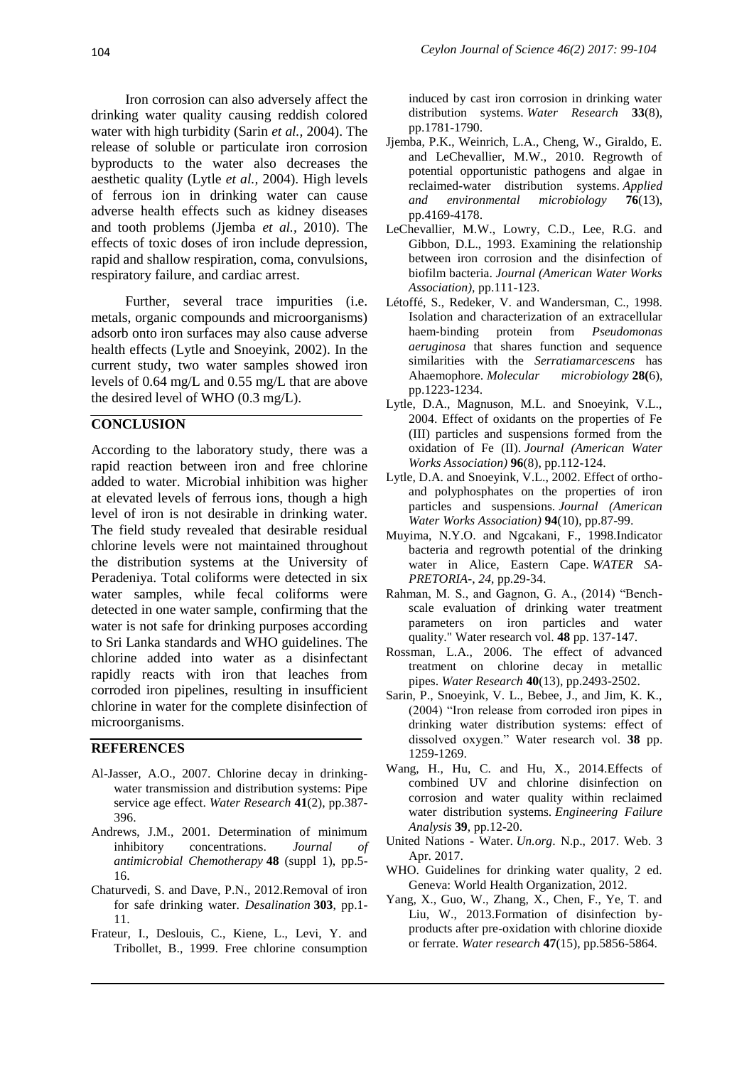Iron corrosion can also adversely affect the drinking water quality causing reddish colored water with high turbidity (Sarin *et al.,* 2004). The release of soluble or particulate iron corrosion byproducts to the water also decreases the aesthetic quality (Lytle *et al.,* 2004). High levels of ferrous ion in drinking water can cause adverse health effects such as kidney diseases and tooth problems (Jjemba *et al.,* 2010). The effects of toxic doses of iron include depression, rapid and shallow respiration, coma, convulsions, respiratory failure, and cardiac arrest.

Further, several trace impurities (i.e. metals, organic compounds and microorganisms) adsorb onto iron surfaces may also cause adverse health effects (Lytle and Snoeyink, 2002). In the current study, two water samples showed iron levels of 0.64 mg/L and 0.55 mg/L that are above the desired level of WHO (0.3 mg/L).

## CONCLUSION

According to the laboratory study, there was a rapid reaction between iron and free chlorine added to water. Microbial inhibition was higher at elevated levels of ferrous ions, though a high level of iron is not desirable in drinking water. The field study revealed that desirable residual chlorine levels were not maintained throughout the distribution systems at the University of Peradeniya. Total coliforms were detected in six water samples, while fecal coliforms were detected in one water sample, confirming that the water is not safe for drinking purposes according to Sri Lanka standards and WHO guidelines. The chlorine added into water as a disinfectant rapidly reacts with iron that leaches from corroded iron pipelines, resulting in insufficient chlorine in water for the complete disinfection of microorganisms.

## REFERENCES

Al-Jasser, A.O., 2007. Chlorine decay in drinking-water transmission and distribution systems: Pipe service age effect. *Water Research* **41**(2), pp.387-396.

Andrews, J.M., 2001. Determination of minimum inhibitory concentrations. *Journal of antimicrobial Chemotherapy* **48** (suppl 1), pp.5-16.

Chaturvedi, S. and Dave, P.N., 2012.Removal of iron for safe drinking water. *Desalination* **303**, pp.1-11.

Frateur, I., Deslouis, C., Kiene, L., Levi, Y. and Tribollet, B., 1999. Free chlorine consumption induced by cast iron corrosion in drinking water distribution systems. *Water Research* **33**(8), pp.1781-1790.

Jjemba, P.K., Weinrich, L.A., Cheng, W., Giraldo, E. and LeChevallier, M.W., 2010. Regrowth of potential opportunistic pathogens and algae in reclaimed-water distribution systems. *Applied and environmental microbiology* **76**(13), pp.4169-4178.

LeChevallier, M.W., Lowry, C.D., Lee, R.G. and Gibbon, D.L., 1993. Examining the relationship between iron corrosion and the disinfection of biofilm bacteria. *Journal (American Water Works Association)*, pp.111-123.

Létoffé, S., Redeker, V. and Wandersman, C., 1998. Isolation and characterization of an extracellular haem-binding protein from *Pseudomonas aeruginosa* that shares function and sequence similarities with the *Serratiamarcescens* has Ahaemophore. *Molecular microbiology* **28(**6), pp.1223-1234.

Lytle, D.A., Magnuson, M.L. and Snoeyink, V.L., 2004. Effect of oxidants on the properties of Fe (III) particles and suspensions formed from the oxidation of Fe (II). *Journal (American Water Works Association)* **96**(8), pp.112-124.

Lytle, D.A. and Snoeyink, V.L., 2002. Effect of ortho-and polyphosphates on the properties of iron particles and suspensions. *Journal (American Water Works Association)* **94**(10), pp.87-99.

Muyima, N.Y.O. and Ngcakani, F., 1998.Indicator bacteria and regrowth potential of the drinking water in Alice, Eastern Cape. *WATER SA-PRETORIA-*, *24*, pp.29-34.

Rahman, M. S., and Gagnon, G. A., (2014) "Bench-scale evaluation of drinking water treatment parameters on iron particles and water quality." Water research vol. **48** pp. 137-147.

Rossman, L.A., 2006. The effect of advanced treatment on chlorine decay in metallic pipes. *Water Research* **40**(13), pp.2493-2502.

Sarin, P., Snoeyink, V. L., Bebee, J., and Jim, K. K., (2004) "Iron release from corroded iron pipes in drinking water distribution systems: effect of dissolved oxygen." Water research vol. **38** pp. 1259-1269.

Wang, H., Hu, C. and Hu, X., 2014.Effects of combined UV and chlorine disinfection on corrosion and water quality within reclaimed water distribution systems. *Engineering Failure Analysis* **39**, pp.12-20.

United Nations - Water. *Un.org*. N.p., 2017. Web. 3 Apr. 2017.

WHO. Guidelines for drinking water quality, 2 ed. Geneva: World Health Organization, 2012.

Yang, X., Guo, W., Zhang, X., Chen, F., Ye, T. and Liu, W., 2013.Formation of disinfection by-products after pre-oxidation with chlorine dioxide or ferrate. *Water research* **47**(15), pp.5856-5864.